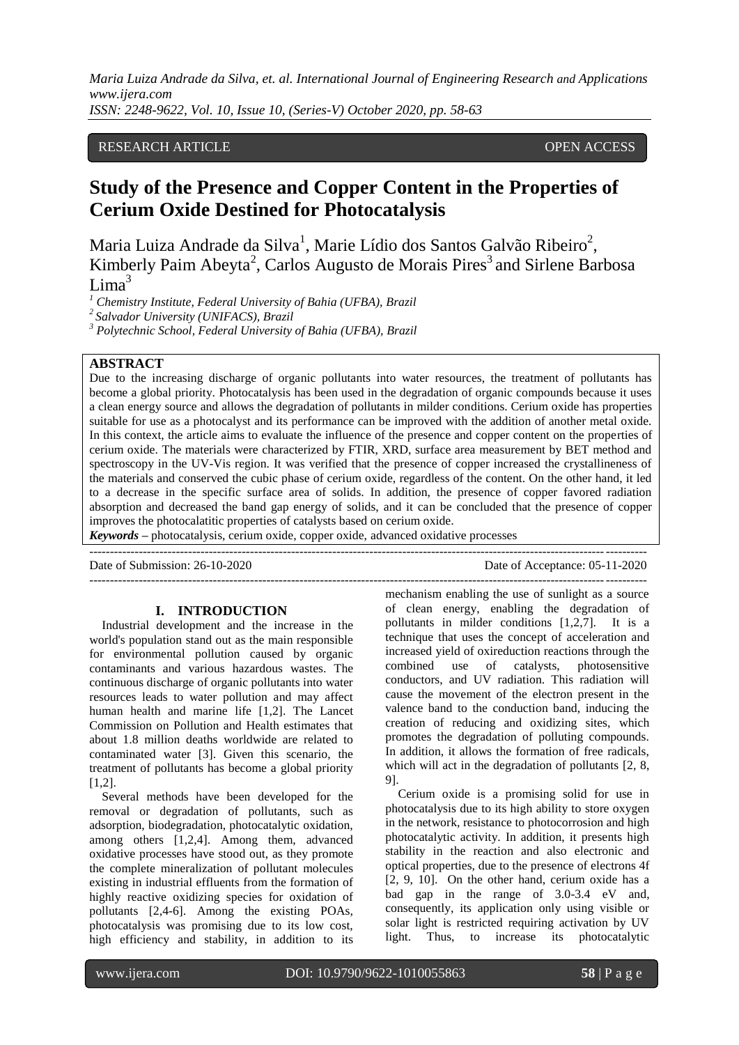RESEARCH ARTICLE OPEN ACCESS

# Study of the Presence and Copper Content in the Properties of Cerium Oxide Destined for Photocatalysis

Maria Luiza Andrade da Silva[1], Marie Lídio dos Santos Galvão Ribeiro[2], Kimberly Paim Abeyta[2], Carlos Augusto de Morais Pires[3] and Sirlene Barbosa Lima[3]

[1] Chemistry Institute, Federal University of Bahia (UFBA), Brazil

[2] Salvador University (UNIFACS), Brazil

[3] Polytechnic School, Federal University of Bahia (UFBA), Brazil

## ABSTRACT

Due to the increasing discharge of organic pollutants into water resources, the treatment of pollutants has become a global priority. Photocatalysis has been used in the degradation of organic compounds because it uses a clean energy source and allows the degradation of pollutants in milder conditions. Cerium oxide has properties suitable for use as a photocalyst and its performance can be improved with the addition of another metal oxide. In this context, the article aims to evaluate the influence of the presence and copper content on the properties of cerium oxide. The materials were characterized by FTIR, XRD, surface area measurement by BET method and spectroscopy in the UV-Vis region. It was verified that the presence of copper increased the crystallineness of the materials and conserved the cubic phase of cerium oxide, regardless of the content. On the other hand, it led to a decrease in the specific surface area of solids. In addition, the presence of copper favored radiation absorption and decreased the band gap energy of solids, and it can be concluded that the presence of copper improves the photocalatitic properties of catalysts based on cerium oxide.

***Keywords*** – photocatalysis, cerium oxide, copper oxide, advanced oxidative processes

Date of Submission: 26-10-2020 Date of Acceptance: 05-11-2020

## I. INTRODUCTION

Industrial development and the increase in the world's population stand out as the main responsible for environmental pollution caused by organic contaminants and various hazardous wastes. The continuous discharge of organic pollutants into water resources leads to water pollution and may affect human health and marine life [1,2]. The Lancet Commission on Pollution and Health estimates that about 1.8 million deaths worldwide are related to contaminated water [3]. Given this scenario, the treatment of pollutants has become a global priority [1,2].

Several methods have been developed for the removal or degradation of pollutants, such as adsorption, biodegradation, photocatalytic oxidation, among others [1,2,4]. Among them, advanced oxidative processes have stood out, as they promote the complete mineralization of pollutant molecules existing in industrial effluents from the formation of highly reactive oxidizing species for oxidation of pollutants [2,4-6]. Among the existing POAs, photocatalysis was promising due to its low cost, high efficiency and stability, in addition to its mechanism enabling the use of sunlight as a source of clean energy, enabling the degradation of pollutants in milder conditions [1,2,7]. It is a technique that uses the concept of acceleration and increased yield of oxireduction reactions through the combined use of catalysts, photosensitive conductors, and UV radiation. This radiation will cause the movement of the electron present in the valence band to the conduction band, inducing the creation of reducing and oxidizing sites, which promotes the degradation of polluting compounds. In addition, it allows the formation of free radicals, which will act in the degradation of pollutants [2, 8, 9].

Cerium oxide is a promising solid for use in photocatalysis due to its high ability to store oxygen in the network, resistance to photocorrosion and high photocatalytic activity. In addition, it presents high stability in the reaction and also electronic and optical properties, due to the presence of electrons 4f [2, 9, 10]. On the other hand, cerium oxide has a bad gap in the range of 3.0-3.4 eV and, consequently, its application only using visible or solar light is restricted requiring activation by UV light. Thus, to increase its photocatalytic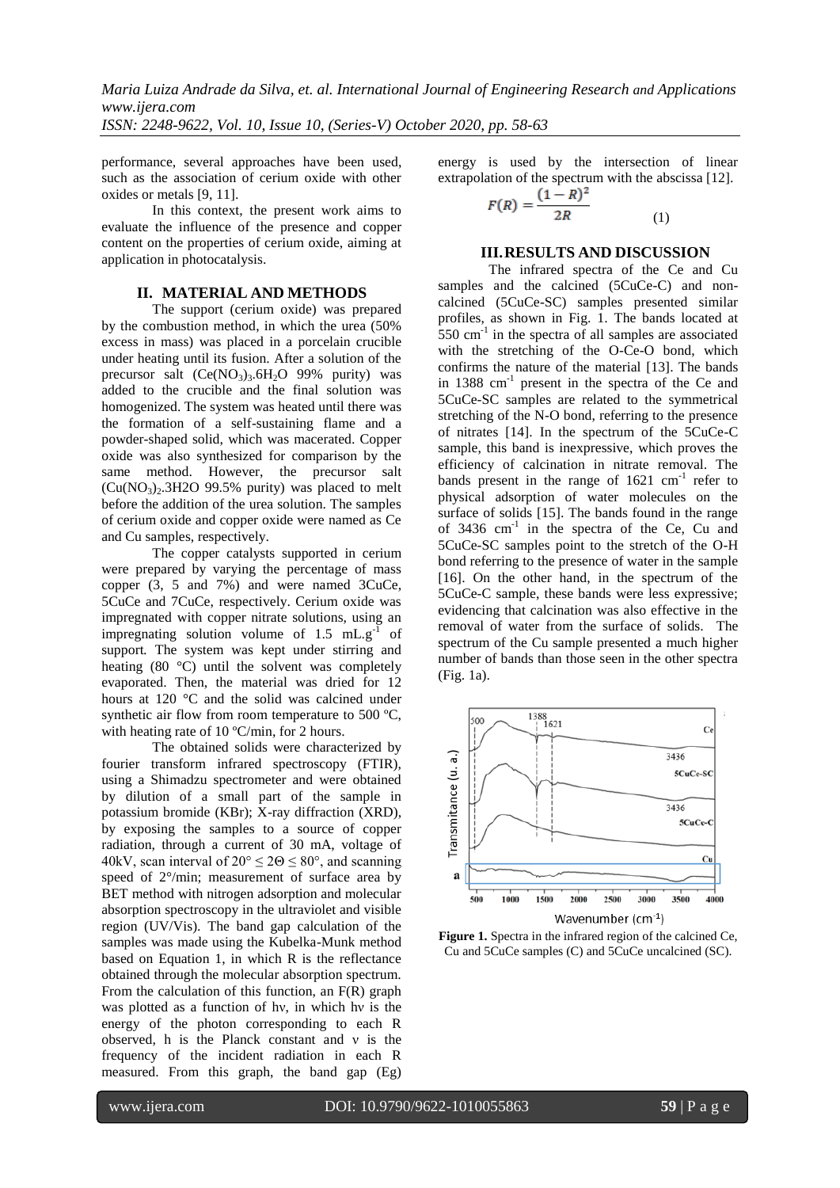performance, several approaches have been used, such as the association of cerium oxide with other oxides or metals [9, 11].

In this context, the present work aims to evaluate the influence of the presence and copper content on the properties of cerium oxide, aiming at application in photocatalysis.

## II. MATERIAL AND METHODS

The support (cerium oxide) was prepared by the combustion method, in which the urea (50% excess in mass) was placed in a porcelain crucible under heating until its fusion. After a solution of the precursor salt ($Ce(NO_3)_3.6H_2O$ 99% purity) was added to the crucible and the final solution was homogenized. The system was heated until there was the formation of a self-sustaining flame and a powder-shaped solid, which was macerated. Copper oxide was also synthesized for comparison by the same method. However, the precursor salt ($Cu(NO_3)_2.3H2O$ 99.5% purity) was placed to melt before the addition of the urea solution. The samples of cerium oxide and copper oxide were named as Ce and Cu samples, respectively.

The copper catalysts supported in cerium were prepared by varying the percentage of mass copper (3, 5 and 7%) and were named 3CuCe, 5CuCe and 7CuCe, respectively. Cerium oxide was impregnated with copper nitrate solutions, using an impregnating solution volume of 1.5 $mL.g^{-1}$ of support. The system was kept under stirring and heating (80 °C) until the solvent was completely evaporated. Then, the material was dried for 12 hours at 120 °C and the solid was calcined under synthetic air flow from room temperature to 500 ºC, with heating rate of 10 ºC/min, for 2 hours.

The obtained solids were characterized by fourier transform infrared spectroscopy (FTIR), using a Shimadzu spectrometer and were obtained by dilution of a small part of the sample in potassium bromide (KBr); X-ray diffraction (XRD), by exposing the samples to a source of copper radiation, through a current of 30 mA, voltage of 40kV, scan interval of $20° \leq 2\Theta \leq 80°$, and scanning speed of 2°/min; measurement of surface area by BET method with nitrogen adsorption and molecular absorption spectroscopy in the ultraviolet and visible region (UV/Vis). The band gap calculation of the samples was made using the Kubelka-Munk method based on Equation 1, in which R is the reflectance obtained through the molecular absorption spectrum. From the calculation of this function, an F(R) graph was plotted as a function of hν, in which hν is the energy of the photon corresponding to each R observed, h is the Planck constant and ν is the frequency of the incident radiation in each R measured. From this graph, the band gap (Eg) energy is used by the intersection of linear extrapolation of the spectrum with the abscissa [12].

$$F(R) = \frac{(1-R)^2}{2R} \qquad (1)$$

## III. RESULTS AND DISCUSSION

The infrared spectra of the Ce and Cu samples and the calcined (5CuCe-C) and non-calcined (5CuCe-SC) samples presented similar profiles, as shown in Fig. 1. The bands located at 550 $cm^{-1}$ in the spectra of all samples are associated with the stretching of the O-Ce-O bond, which confirms the nature of the material [13]. The bands in 1388 $cm^{-1}$ present in the spectra of the Ce and 5CuCe-SC samples are related to the symmetrical stretching of the N-O bond, referring to the presence of nitrates [14]. In the spectrum of the 5CuCe-C sample, this band is inexpressive, which proves the efficiency of calcination in nitrate removal. The bands present in the range of 1621 $cm^{-1}$ refer to physical adsorption of water molecules on the surface of solids [15]. The bands found in the range of 3436 $cm^{-1}$ in the spectra of the Ce, Cu and 5CuCe-SC samples point to the stretch of the O-H bond referring to the presence of water in the sample [16]. On the other hand, in the spectrum of the 5CuCe-C sample, these bands were less expressive; evidencing that calcination was also effective in the removal of water from the surface of solids. The spectrum of the Cu sample presented a much higher number of bands than those seen in the other spectra (Fig. 1a).

**Figure 1.** Spectra in the infrared region of the calcined Ce, Cu and 5CuCe samples (C) and 5CuCe uncalcined (SC).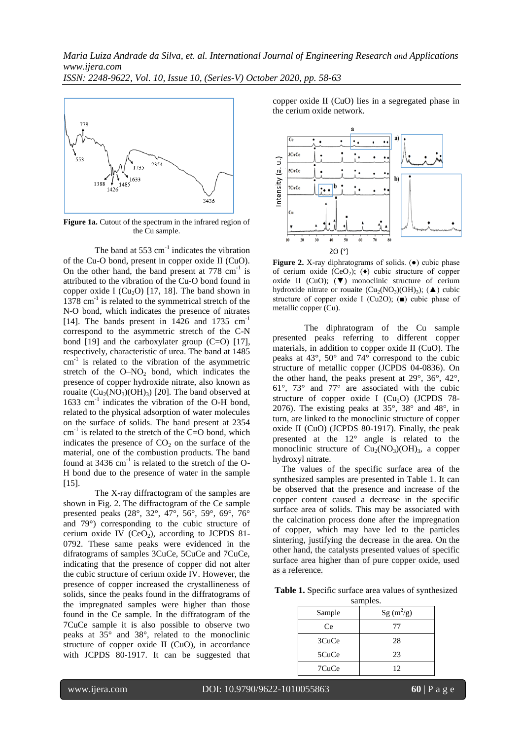**Figure 1a.** Cutout of the spectrum in the infrared region of the Cu sample.

The band at 553 $cm^{-1}$ indicates the vibration of the Cu-O bond, present in copper oxide II (CuO). On the other hand, the band present at 778 $cm^{-1}$ is attributed to the vibration of the Cu-O bond found in copper oxide I ($Cu_2O$) [17, 18]. The band shown in 1378 $cm^{-1}$ is related to the symmetrical stretch of the N-O bond, which indicates the presence of nitrates [14]. The bands present in 1426 and 1735 $cm^{-1}$ correspond to the asymmetric stretch of the C-N bond [19] and the carboxylater group (C=O) [17], respectively, characteristic of urea. The band at 1485 $cm^{-1}$ is related to the vibration of the asymmetric stretch of the O–$NO_2$ bond, which indicates the presence of copper hydroxide nitrate, also known as rouaite ($Cu_2(NO_3)(OH)_3$) [20]. The band observed at 1633 $cm^{-1}$ indicates the vibration of the O-H bond, related to the physical adsorption of water molecules on the surface of solids. The band present at 2354 $cm^{-1}$ is related to the stretch of the C=O bond, which indicates the presence of $CO_2$ on the surface of the material, one of the combustion products. The band found at 3436 $cm^{-1}$ is related to the stretch of the O-H bond due to the presence of water in the sample [15].

The X-ray diffractogram of the samples are shown in Fig. 2. The diffractogram of the Ce sample presented peaks (28°, 32°, 47°, 56°, 59°, 69°, 76° and 79°) corresponding to the cubic structure of cerium oxide IV ($CeO_2$), according to JCPDS 81-0792. These same peaks were evidenced in the difratograms of samples 3CuCe, 5CuCe and 7CuCe, indicating that the presence of copper did not alter the cubic structure of cerium oxide IV. However, the presence of copper increased the crystallineness of solids, since the peaks found in the diffratograms of the impregnated samples were higher than those found in the Ce sample. In the diffratogram of the 7CuCe sample it is also possible to observe two peaks at 35° and 38°, related to the monoclinic structure of copper oxide II (CuO), in accordance with JCPDS 80-1917. It can be suggested that copper oxide II (CuO) lies in a segregated phase in the cerium oxide network.

**Figure 2.** X-ray diphratograms of solids. (●) cubic phase of cerium oxide ($CeO_2$); (♦) cubic structure of copper oxide II (CuO); (▼) monoclinic structure of cerium hydroxide nitrate or rouaite ($Cu_2(NO_3)(OH)_3$); (▲) cubic structure of copper oxide I (Cu2O); (■) cubic phase of metallic copper (Cu).

The diphratogram of the Cu sample presented peaks referring to different copper materials, in addition to copper oxide II (CuO). The peaks at 43°, 50° and 74° correspond to the cubic structure of metallic copper (JCPDS 04-0836). On the other hand, the peaks present at 29°, 36°, 42°, 61°, 73° and 77° are associated with the cubic structure of copper oxide I ($Cu_2O$) (JCPDS 78-2076). The existing peaks at 35°, 38° and 48°, in turn, are linked to the monoclinic structure of copper oxide II (CuO) (JCPDS 80-1917). Finally, the peak presented at the 12° angle is related to the monoclinic structure of $Cu_2(NO_3)(OH)_3$, a copper hydroxyl nitrate.

The values of the specific surface area of the synthesized samples are presented in Table 1. It can be observed that the presence and increase of the copper content caused a decrease in the specific surface area of solids. This may be associated with the calcination process done after the impregnation of copper, which may have led to the particles sintering, justifying the decrease in the area. On the other hand, the catalysts presented values of specific surface area higher than of pure copper oxide, used as a reference.

**Table 1.** Specific surface area values of synthesized samples.

| Sample | Sg ($m^2/g$) |
|---|---|
| Ce | 77 |
| 3CuCe | 28 |
| 5CuCe | 23 |
| 7CuCe | 12 |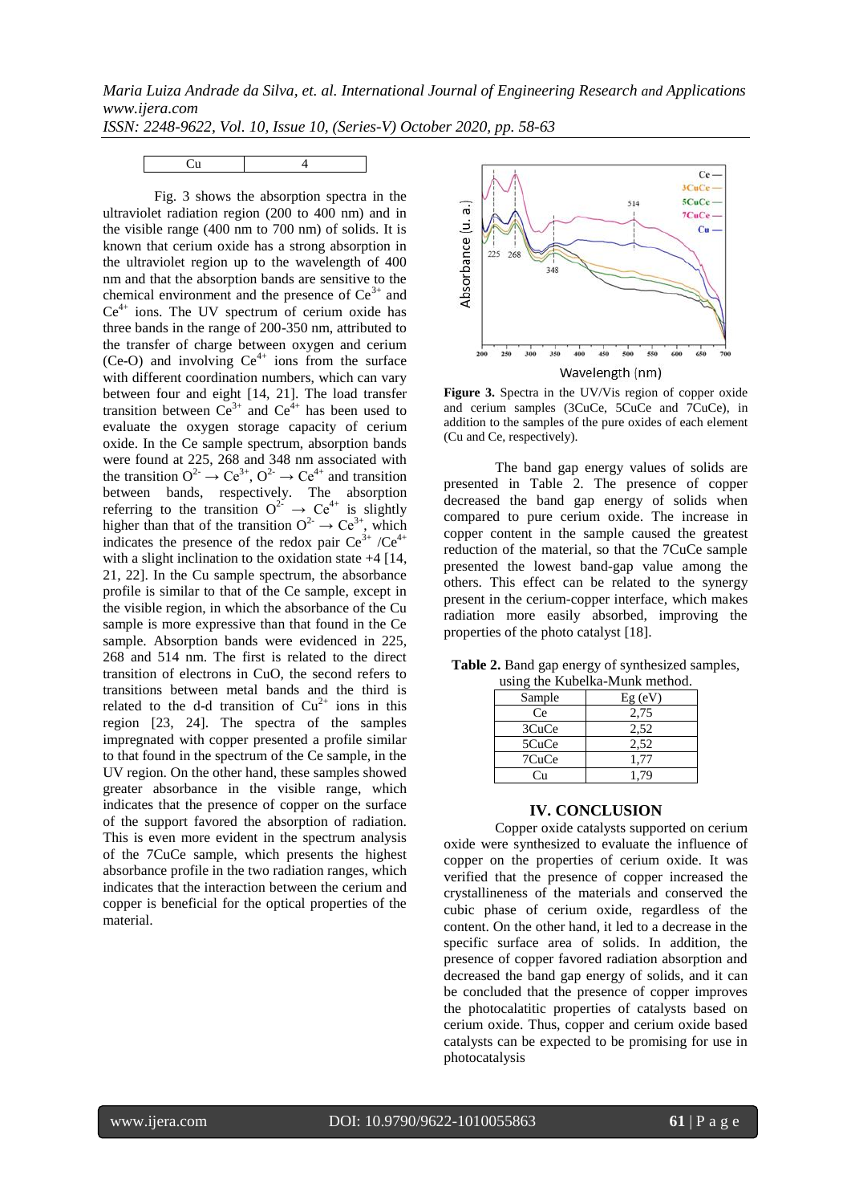| Cu | 4 |
|---|---|

Fig. 3 shows the absorption spectra in the ultraviolet radiation region (200 to 400 nm) and in the visible range (400 nm to 700 nm) of solids. It is known that cerium oxide has a strong absorption in the ultraviolet region up to the wavelength of 400 nm and that the absorption bands are sensitive to the chemical environment and the presence of $Ce^{3+}$ and $Ce^{4+}$ ions. The UV spectrum of cerium oxide has three bands in the range of 200-350 nm, attributed to the transfer of charge between oxygen and cerium (Ce-O) and involving $Ce^{4+}$ ions from the surface with different coordination numbers, which can vary between four and eight [14, 21]. The load transfer transition between $Ce^{3+}$ and $Ce^{4+}$ has been used to evaluate the oxygen storage capacity of cerium oxide. In the Ce sample spectrum, absorption bands were found at 225, 268 and 348 nm associated with the transition $O^{2-} \rightarrow Ce^{3+}$, $O^{2-} \rightarrow Ce^{4+}$ and transition between bands, respectively. The absorption referring to the transition $O^{2-} \rightarrow Ce^{4+}$ is slightly higher than that of the transition $O^{2-} \rightarrow Ce^{3+}$, which indicates the presence of the redox pair $Ce^{3+}$ /$Ce^{4+}$ with a slight inclination to the oxidation state +4 [14, 21, 22]. In the Cu sample spectrum, the absorbance profile is similar to that of the Ce sample, except in the visible region, in which the absorbance of the Cu sample is more expressive than that found in the Ce sample. Absorption bands were evidenced in 225, 268 and 514 nm. The first is related to the direct transition of electrons in CuO, the second refers to transitions between metal bands and the third is related to the d-d transition of $Cu^{2+}$ ions in this region [23, 24]. The spectra of the samples impregnated with copper presented a profile similar to that found in the spectrum of the Ce sample, in the UV region. On the other hand, these samples showed greater absorbance in the visible range, which indicates that the presence of copper on the surface of the support favored the absorption of radiation. This is even more evident in the spectrum analysis of the 7CuCe sample, which presents the highest absorbance profile in the two radiation ranges, which indicates that the interaction between the cerium and copper is beneficial for the optical properties of the material.

**Figure 3.** Spectra in the UV/Vis region of copper oxide and cerium samples (3CuCe, 5CuCe and 7CuCe), in addition to the samples of the pure oxides of each element (Cu and Ce, respectively).

The band gap energy values of solids are presented in Table 2. The presence of copper decreased the band gap energy of solids when compared to pure cerium oxide. The increase in copper content in the sample caused the greatest reduction of the material, so that the 7CuCe sample presented the lowest band-gap value among the others. This effect can be related to the synergy present in the cerium-copper interface, which makes radiation more easily absorbed, improving the properties of the photo catalyst [18].

**Table 2.** Band gap energy of synthesized samples, using the Kubelka-Munk method.

| Sample | Eg (eV) |
|---|---|
| Ce | 2,75 |
| 3CuCe | 2,52 |
| 5CuCe | 2,52 |
| 7CuCe | 1,77 |
| Cu | 1,79 |

## IV. CONCLUSION

Copper oxide catalysts supported on cerium oxide were synthesized to evaluate the influence of copper on the properties of cerium oxide. It was verified that the presence of copper increased the crystallineness of the materials and conserved the cubic phase of cerium oxide, regardless of the content. On the other hand, it led to a decrease in the specific surface area of solids. In addition, the presence of copper favored radiation absorption and decreased the band gap energy of solids, and it can be concluded that the presence of copper improves the photocalatitic properties of catalysts based on cerium oxide. Thus, copper and cerium oxide based catalysts can be expected to be promising for use in photocatalysis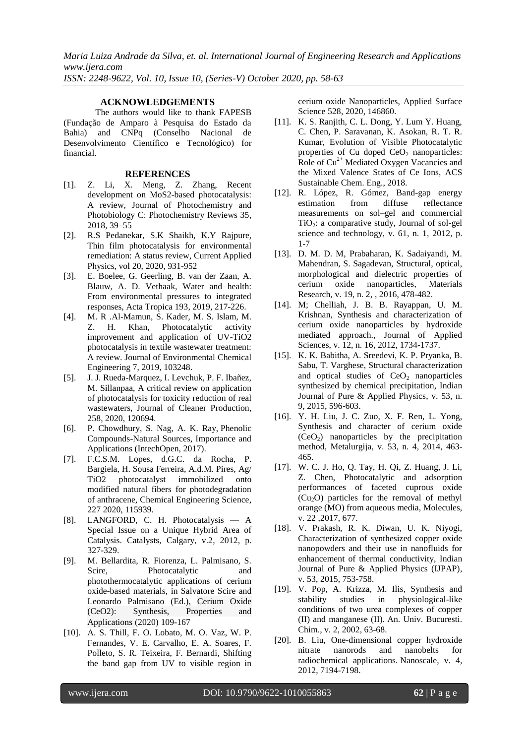## ACKNOWLEDGEMENTS

The authors would like to thank FAPESB (Fundação de Amparo à Pesquisa do Estado da Bahia) and CNPq (Conselho Nacional de Desenvolvimento Científico e Tecnológico) for financial.

## REFERENCES

[1]. Z. Li, X. Meng, Z. Zhang, Recent development on MoS2-based photocatalysis: A review, Journal of Photochemistry and Photobiology C: Photochemistry Reviews 35, 2018, 39–55

[2]. R.S Pedanekar, S.K Shaikh, K.Y Rajpure, Thin film photocatalysis for environmental remediation: A status review, Current Applied Physics, vol 20, 2020, 931-952

[3]. E. Boelee, G. Geerling, B. van der Zaan, A. Blauw, A. D. Vethaak, Water and health: From environmental pressures to integrated responses, Acta Tropica 193, 2019, 217-226.

[4]. M. R .Al-Mamun, S. Kader, M. S. Islam, M. Z. H. Khan, Photocatalytic activity improvement and application of UV-TiO2 photocatalysis in textile wastewater treatment: A review. Journal of Environmental Chemical Engineering 7, 2019, 103248.

[5]. J. J. Rueda-Marquez, I. Levchuk, P. F. Ibañez, M. Sillanpaa, A critical review on application of photocatalysis for toxicity reduction of real wastewaters, Journal of Cleaner Production, 258, 2020, 120694.

[6]. P. Chowdhury, S. Nag, A. K. Ray, Phenolic Compounds-Natural Sources, Importance and Applications (IntechOpen, 2017).

[7]. F.C.S.M. Lopes, d.G.C. da Rocha, P. Bargiela, H. Sousa Ferreira, A.d.M. Pires, Ag/ TiO2 photocatalyst immobilized onto modified natural fibers for photodegradation of anthracene, Chemical Engineering Science, 227 2020, 115939.

[8]. LANGFORD, C. H. Photocatalysis — A Special Issue on a Unique Hybrid Area of Catalysis. Catalysts, Calgary, v.2, 2012, p. 327-329.

[9]. M. Bellardita, R. Fiorenza, L. Palmisano, S. Scire, Photocatalytic and photothermocatalytic applications of cerium oxide-based materials, in Salvatore Scire and Leonardo Palmisano (Ed.), Cerium Oxide (CeO2): Synthesis, Properties and Applications (2020) 109-167

[10]. A. S. Thill, F. O. Lobato, M. O. Vaz, W. P. Fernandes, V. E. Carvalho, E. A. Soares, F. Polleto, S. R. Teixeira, F. Bernardi, Shifting the band gap from UV to visible region in cerium oxide Nanoparticles, Applied Surface Science 528, 2020, 146860.

[11]. K. S. Ranjith, C. L. Dong, Y. Lum Y. Huang, C. Chen, P. Saravanan, K. Asokan, R. T. R. Kumar, Evolution of Visible Photocatalytic properties of Cu doped $CeO_2$ nanoparticles: Role of $Cu^{2+}$ Mediated Oxygen Vacancies and the Mixed Valence States of Ce Ions, ACS Sustainable Chem. Eng., 2018.

[12]. R. López, R. Gómez, Band-gap energy estimation from diffuse reflectance measurements on sol–gel and commercial $TiO_2$: a comparative study, Journal of sol-gel science and technology, v. 61, n. 1, 2012, p. 1-7

[13]. D. M. D. M, Prabaharan, K. Sadaiyandi, M. Mahendran, S. Sagadevan, Structural, optical, morphological and dielectric properties of cerium oxide nanoparticles, Materials Research, v. 19, n. 2, , 2016, 478-482.

[14]. M; Chelliah, J. B. B. Rayappan, U. M. Krishnan, Synthesis and characterization of cerium oxide nanoparticles by hydroxide mediated approach., Journal of Applied Sciences, v. 12, n. 16, 2012, 1734-1737.

[15]. K. K. Babitha, A. Sreedevi, K. P. Pryanka, B. Sabu, T. Varghese, Structural characterization and optical studies of $CeO_2$ nanoparticles synthesized by chemical precipitation, Indian Journal of Pure & Applied Physics, v. 53, n. 9, 2015, 596-603.

[16]. Y. H. Liu, J. C. Zuo, X. F. Ren, L. Yong, Synthesis and character of cerium oxide ($CeO_2$) nanoparticles by the precipitation method, Metalurgija, v. 53, n. 4, 2014, 463-465.

[17]. W. C. J. Ho, Q. Tay, H. Qi, Z. Huang, J. Li, Z. Chen, Photocatalytic and adsorption performances of faceted cuprous oxide ($Cu_2O$) particles for the removal of methyl orange (MO) from aqueous media, Molecules, v. 22 ,2017, 677.

[18]. V. Prakash, R. K. Diwan, U. K. Niyogi, Characterization of synthesized copper oxide nanopowders and their use in nanofluids for enhancement of thermal conductivity, Indian Journal of Pure & Applied Physics (IJPAP), v. 53, 2015, 753-758.

[19]. V. Pop, A. Krizza, M. Ilis, Synthesis and stability studies in physiological-like conditions of two urea complexes of copper (II) and manganese (II). An. Univ. Bucuresti. Chim., v. 2, 2002, 63-68.

[20]. B. Liu, One-dimensional copper hydroxide nitrate nanorods and nanobelts for radiochemical applications. Nanoscale, v. 4, 2012, 7194-7198.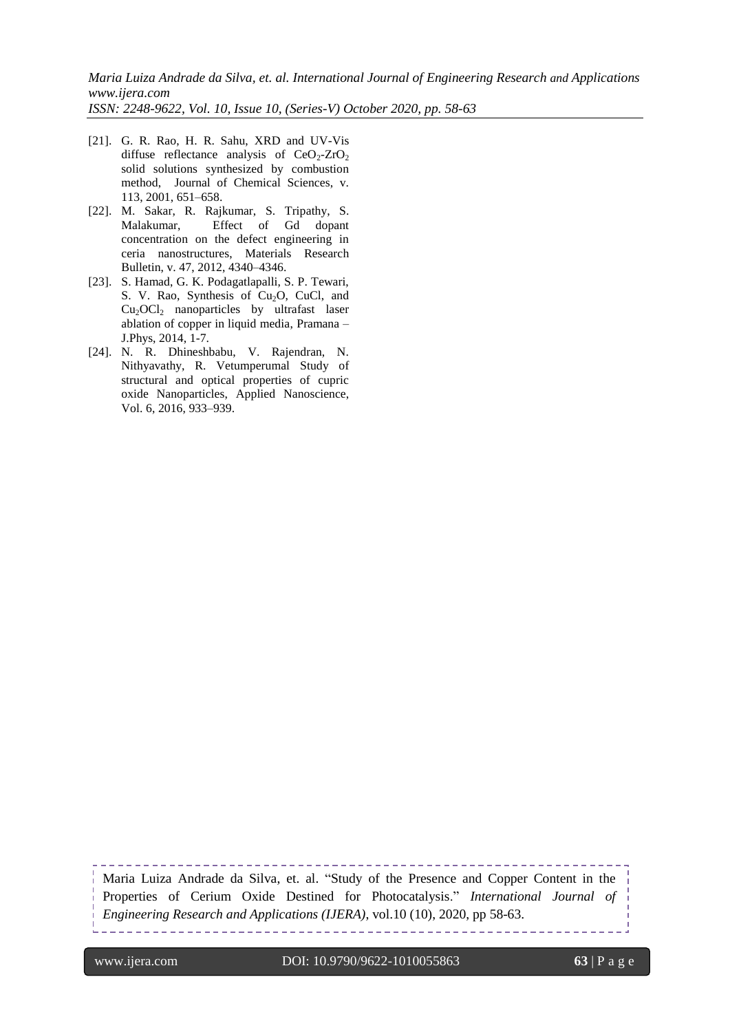[21]. G. R. Rao, H. R. Sahu, XRD and UV-Vis diffuse reflectance analysis of $CeO_2$-$ZrO_2$ solid solutions synthesized by combustion method, Journal of Chemical Sciences, v. 113, 2001, 651–658.

[22]. M. Sakar, R. Rajkumar, S. Tripathy, S. Malakumar, Effect of Gd dopant concentration on the defect engineering in ceria nanostructures, Materials Research Bulletin, v. 47, 2012, 4340–4346.

[23]. S. Hamad, G. K. Podagatlapalli, S. P. Tewari, S. V. Rao, Synthesis of $Cu_2O$, CuCl, and $Cu_2OCl_2$ nanoparticles by ultrafast laser ablation of copper in liquid media, Pramana – J.Phys, 2014, 1-7.

[24]. N. R. Dhineshbabu, V. Rajendran, N. Nithyavathy, R. Vetumperumal Study of structural and optical properties of cupric oxide Nanoparticles, Applied Nanoscience, Vol. 6, 2016, 933–939.

Maria Luiza Andrade da Silva, et. al. "Study of the Presence and Copper Content in the Properties of Cerium Oxide Destined for Photocatalysis." *International Journal of Engineering Research and Applications (IJERA)*, vol.10 (10), 2020, pp 58-63.